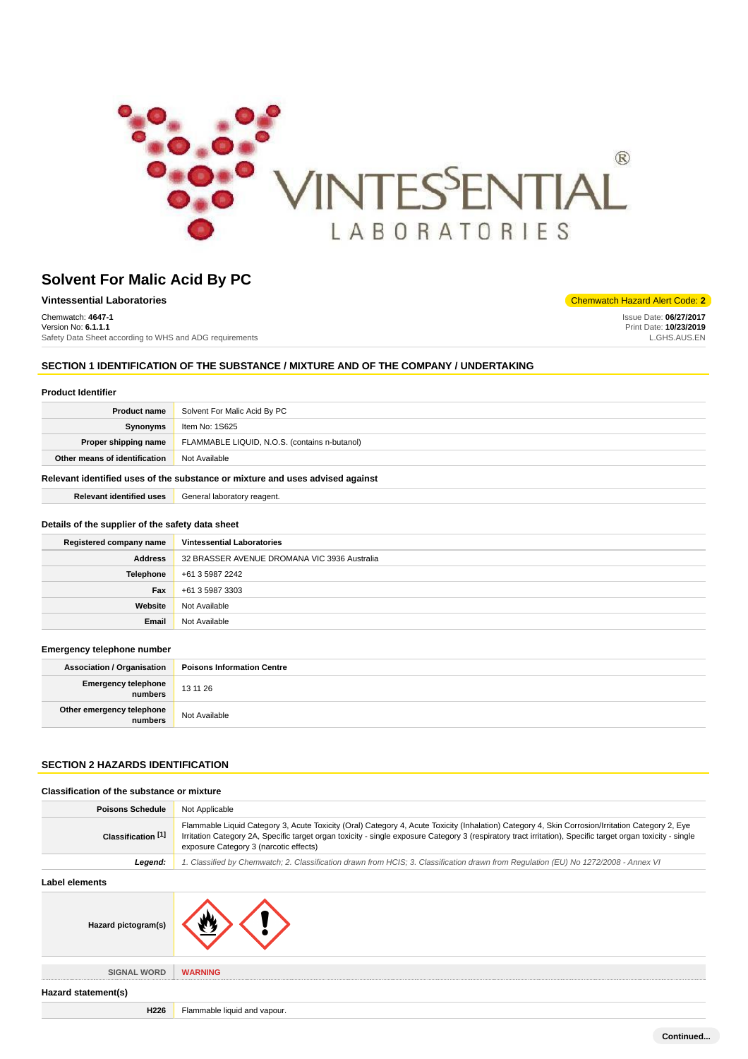# Solvent For Malic Acid By PC

**Vintessential Laboratories**

Chemwatch Hazard Alert Code: **2**

Chemwatch: **4647-1**
Version No: **6.1.1.1**
Safety Data Sheet according to WHS and ADG requirements

Issue Date: **06/27/2017**
Print Date: **10/23/2019**
L.GHS.AUS.EN

## SECTION 1 IDENTIFICATION OF THE SUBSTANCE / MIXTURE AND OF THE COMPANY / UNDERTAKING

### Product Identifier

| | |
|---|---|
| **Product name** | Solvent For Malic Acid By PC |
| **Synonyms** | Item No: 1S625 |
| **Proper shipping name** | FLAMMABLE LIQUID, N.O.S. (contains n-butanol) |
| **Other means of identification** | Not Available |

### Relevant identified uses of the substance or mixture and uses advised against

| | |
|---|---|
| **Relevant identified uses** | General laboratory reagent. |

### Details of the supplier of the safety data sheet

| | |
|---|---|
| **Registered company name** | **Vintessential Laboratories** |
| **Address** | 32 BRASSER AVENUE DROMANA VIC 3936 Australia |
| **Telephone** | +61 3 5987 2242 |
| **Fax** | +61 3 5987 3303 |
| **Website** | Not Available |
| **Email** | Not Available |

### Emergency telephone number

| | |
|---|---|
| **Association / Organisation** | **Poisons Information Centre** |
| **Emergency telephone numbers** | 13 11 26 |
| **Other emergency telephone numbers** | Not Available |

## SECTION 2 HAZARDS IDENTIFICATION

### Classification of the substance or mixture

| | |
|---|---|
| **Poisons Schedule** | Not Applicable |
| **Classification [1]** | Flammable Liquid Category 3, Acute Toxicity (Oral) Category 4, Acute Toxicity (Inhalation) Category 4, Skin Corrosion/Irritation Category 2, Eye Irritation Category 2A, Specific target organ toxicity - single exposure Category 3 (respiratory tract irritation), Specific target organ toxicity - single exposure Category 3 (narcotic effects) |
| ***Legend:*** | *1. Classified by Chemwatch; 2. Classification drawn from HCIS; 3. Classification drawn from Regulation (EU) No 1272/2008 - Annex VI* |

### Label elements

| | |
|---|---|
| **Hazard pictogram(s)** | |
| SIGNAL WORD | **WARNING** |

### Hazard statement(s)

| | |
|---|---|
| **H226** | Flammable liquid and vapour. |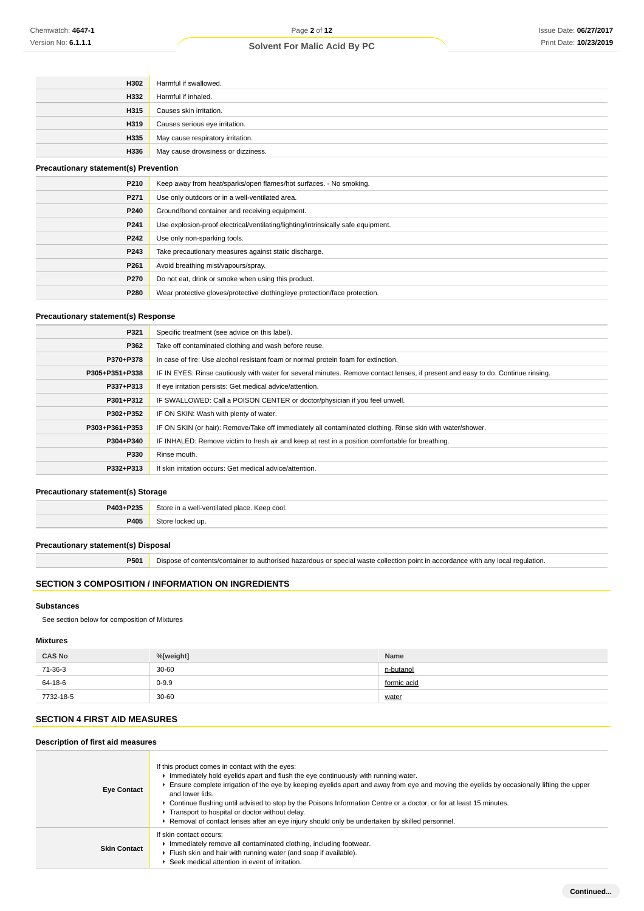| | |
|---|---|
| H302 | Harmful if swallowed. |
| H332 | Harmful if inhaled. |
| H315 | Causes skin irritation. |
| H319 | Causes serious eye irritation. |
| H335 | May cause respiratory irritation. |
| H336 | May cause drowsiness or dizziness. |

### Precautionary statement(s) Prevention

| | |
|---|---|
| P210 | Keep away from heat/sparks/open flames/hot surfaces. - No smoking. |
| P271 | Use only outdoors or in a well-ventilated area. |
| P240 | Ground/bond container and receiving equipment. |
| P241 | Use explosion-proof electrical/ventilating/lighting/intrinsically safe equipment. |
| P242 | Use only non-sparking tools. |
| P243 | Take precautionary measures against static discharge. |
| P261 | Avoid breathing mist/vapours/spray. |
| P270 | Do not eat, drink or smoke when using this product. |
| P280 | Wear protective gloves/protective clothing/eye protection/face protection. |

### Precautionary statement(s) Response

| | |
|---|---|
| P321 | Specific treatment (see advice on this label). |
| P362 | Take off contaminated clothing and wash before reuse. |
| P370+P378 | In case of fire: Use alcohol resistant foam or normal protein foam for extinction. |
| P305+P351+P338 | IF IN EYES: Rinse cautiously with water for several minutes. Remove contact lenses, if present and easy to do. Continue rinsing. |
| P337+P313 | If eye irritation persists: Get medical advice/attention. |
| P301+P312 | IF SWALLOWED: Call a POISON CENTER or doctor/physician if you feel unwell. |
| P302+P352 | IF ON SKIN: Wash with plenty of water. |
| P303+P361+P353 | IF ON SKIN (or hair): Remove/Take off immediately all contaminated clothing. Rinse skin with water/shower. |
| P304+P340 | IF INHALED: Remove victim to fresh air and keep at rest in a position comfortable for breathing. |
| P330 | Rinse mouth. |
| P332+P313 | If skin irritation occurs: Get medical advice/attention. |

### Precautionary statement(s) Storage

| | |
|---|---|
| P403+P235 | Store in a well-ventilated place. Keep cool. |
| P405 | Store locked up. |

### Precautionary statement(s) Disposal

| | |
|---|---|
| P501 | Dispose of contents/container to authorised hazardous or special waste collection point in accordance with any local regulation. |

## SECTION 3 COMPOSITION / INFORMATION ON INGREDIENTS

### Substances

See section below for composition of Mixtures

### Mixtures

| CAS No | %[weight] | Name |
|---|---|---|
| 71-36-3 | 30-60 | n-butanol |
| 64-18-6 | 0-9.9 | formic acid |
| 7732-18-5 | 30-60 | water |

## SECTION 4 FIRST AID MEASURES

### Description of first aid measures

| | |
|---|---|
| Eye Contact | If this product comes in contact with the eyes:<br>- Immediately hold eyelids apart and flush the eye continuously with running water.<br>- Ensure complete irrigation of the eye by keeping eyelids apart and away from eye and moving the eyelids by occasionally lifting the upper and lower lids.<br>- Continue flushing until advised to stop by the Poisons Information Centre or a doctor, or for at least 15 minutes.<br>- Transport to hospital or doctor without delay.<br>- Removal of contact lenses after an eye injury should only be undertaken by skilled personnel. |
| Skin Contact | If skin contact occurs:<br>- Immediately remove all contaminated clothing, including footwear.<br>- Flush skin and hair with running water (and soap if available).<br>- Seek medical attention in event of irritation. |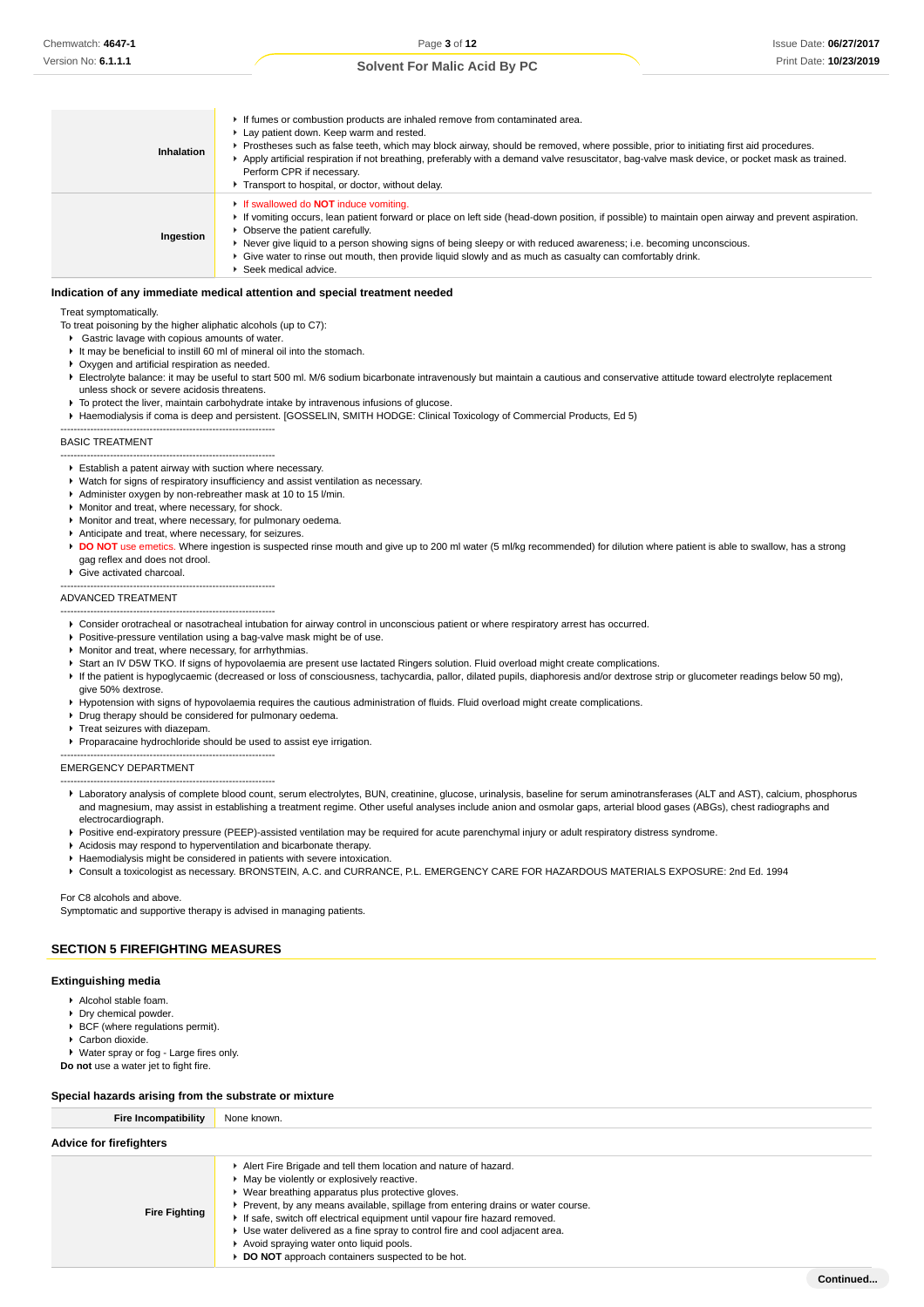| | |
|---|---|
| **Inhalation** | ▸ If fumes or combustion products are inhaled remove from contaminated area.<br>▸ Lay patient down. Keep warm and rested.<br>▸ Prostheses such as false teeth, which may block airway, should be removed, where possible, prior to initiating first aid procedures.<br>▸ Apply artificial respiration if not breathing, preferably with a demand valve resuscitator, bag-valve mask device, or pocket mask as trained. Perform CPR if necessary.<br>▸ Transport to hospital, or doctor, without delay. |
| **Ingestion** | ▸ If swallowed do **NOT** induce vomiting.<br>▸ If vomiting occurs, lean patient forward or place on left side (head-down position, if possible) to maintain open airway and prevent aspiration.<br>▸ Observe the patient carefully.<br>▸ Never give liquid to a person showing signs of being sleepy or with reduced awareness; i.e. becoming unconscious.<br>▸ Give water to rinse out mouth, then provide liquid slowly and as much as casualty can comfortably drink.<br>▸ Seek medical advice. |

### Indication of any immediate medical attention and special treatment needed

Treat symptomatically.

To treat poisoning by the higher aliphatic alcohols (up to C7):

- Gastric lavage with copious amounts of water.
- It may be beneficial to instill 60 ml of mineral oil into the stomach.
- Oxygen and artificial respiration as needed.
- Electrolyte balance: it may be useful to start 500 ml. M/6 sodium bicarbonate intravenously but maintain a cautious and conservative attitude toward electrolyte replacement unless shock or severe acidosis threatens.
- To protect the liver, maintain carbohydrate intake by intravenous infusions of glucose.
- Haemodialysis if coma is deep and persistent. [GOSSELIN, SMITH HODGE: Clinical Toxicology of Commercial Products, Ed 5)

---

BASIC TREATMENT

---

- Establish a patent airway with suction where necessary.
- Watch for signs of respiratory insufficiency and assist ventilation as necessary.
- Administer oxygen by non-rebreather mask at 10 to 15 l/min.
- Monitor and treat, where necessary, for shock.
- Monitor and treat, where necessary, for pulmonary oedema.
- Anticipate and treat, where necessary, for seizures.
- **DO NOT** use emetics. Where ingestion is suspected rinse mouth and give up to 200 ml water (5 ml/kg recommended) for dilution where patient is able to swallow, has a strong gag reflex and does not drool.
- Give activated charcoal.

---

ADVANCED TREATMENT

---

- Consider orotracheal or nasotracheal intubation for airway control in unconscious patient or where respiratory arrest has occurred.
- Positive-pressure ventilation using a bag-valve mask might be of use.
- Monitor and treat, where necessary, for arrhythmias.
- Start an IV D5W TKO. If signs of hypovolaemia are present use lactated Ringers solution. Fluid overload might create complications.
- If the patient is hypoglycaemic (decreased or loss of consciousness, tachycardia, pallor, dilated pupils, diaphoresis and/or dextrose strip or glucometer readings below 50 mg), give 50% dextrose.
- Hypotension with signs of hypovolaemia requires the cautious administration of fluids. Fluid overload might create complications.
- Drug therapy should be considered for pulmonary oedema.
- Treat seizures with diazepam.
- Proparacaine hydrochloride should be used to assist eye irrigation.

---

EMERGENCY DEPARTMENT

---

- Laboratory analysis of complete blood count, serum electrolytes, BUN, creatinine, glucose, urinalysis, baseline for serum aminotransferases (ALT and AST), calcium, phosphorus and magnesium, may assist in establishing a treatment regime. Other useful analyses include anion and osmolar gaps, arterial blood gases (ABGs), chest radiographs and electrocardiograph.
- Positive end-expiratory pressure (PEEP)-assisted ventilation may be required for acute parenchymal injury or adult respiratory distress syndrome.
- Acidosis may respond to hyperventilation and bicarbonate therapy.
- Haemodialysis might be considered in patients with severe intoxication.
- Consult a toxicologist as necessary. BRONSTEIN, A.C. and CURRANCE, P.L. EMERGENCY CARE FOR HAZARDOUS MATERIALS EXPOSURE: 2nd Ed. 1994

For C8 alcohols and above.

Symptomatic and supportive therapy is advised in managing patients.

## SECTION 5 FIREFIGHTING MEASURES

### Extinguishing media

- Alcohol stable foam.
- Dry chemical powder.
- BCF (where regulations permit).
- Carbon dioxide.
- Water spray or fog - Large fires only.

**Do not** use a water jet to fight fire.

### Special hazards arising from the substrate or mixture

| | |
|---|---|
| **Fire Incompatibility** | None known. |

### Advice for firefighters

| | |
|---|---|
| **Fire Fighting** | ▸ Alert Fire Brigade and tell them location and nature of hazard.<br>▸ May be violently or explosively reactive.<br>▸ Wear breathing apparatus plus protective gloves.<br>▸ Prevent, by any means available, spillage from entering drains or water course.<br>▸ If safe, switch off electrical equipment until vapour fire hazard removed.<br>▸ Use water delivered as a fine spray to control fire and cool adjacent area.<br>▸ Avoid spraying water onto liquid pools.<br>▸ **DO NOT** approach containers suspected to be hot. |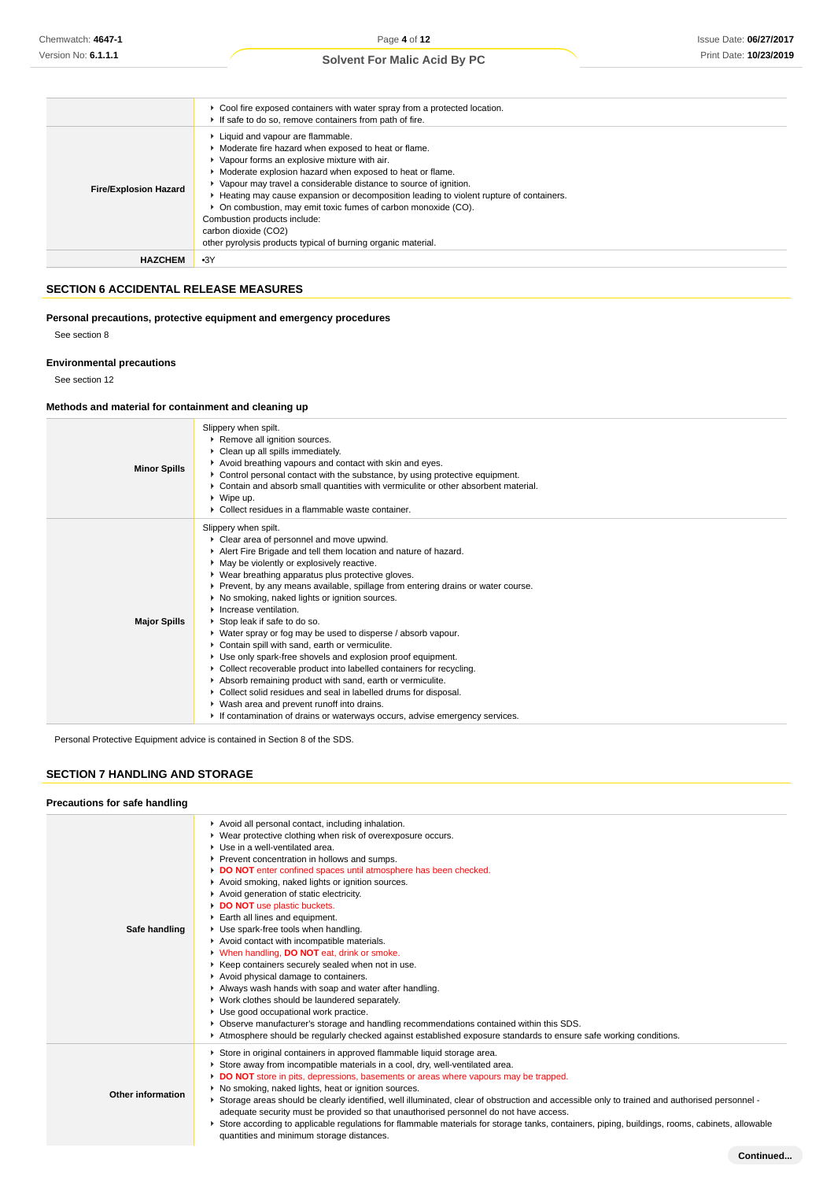| | |
|---|---|
| | ▸ Cool fire exposed containers with water spray from a protected location.<br>▸ If safe to do so, remove containers from path of fire. |
| **Fire/Explosion Hazard** | ▸ Liquid and vapour are flammable.<br>▸ Moderate fire hazard when exposed to heat or flame.<br>▸ Vapour forms an explosive mixture with air.<br>▸ Moderate explosion hazard when exposed to heat or flame.<br>▸ Vapour may travel a considerable distance to source of ignition.<br>▸ Heating may cause expansion or decomposition leading to violent rupture of containers.<br>▸ On combustion, may emit toxic fumes of carbon monoxide (CO).<br>Combustion products include:<br>carbon dioxide ($CO_2$)<br>other pyrolysis products typical of burning organic material. |
| **HAZCHEM** | •3Y |

## SECTION 6 ACCIDENTAL RELEASE MEASURES

### Personal precautions, protective equipment and emergency procedures

See section 8

### Environmental precautions

See section 12

### Methods and material for containment and cleaning up

| | |
|---|---|
| **Minor Spills** | Slippery when spilt.<br>▸ Remove all ignition sources.<br>▸ Clean up all spills immediately.<br>▸ Avoid breathing vapours and contact with skin and eyes.<br>▸ Control personal contact with the substance, by using protective equipment.<br>▸ Contain and absorb small quantities with vermiculite or other absorbent material.<br>▸ Wipe up.<br>▸ Collect residues in a flammable waste container. |
| **Major Spills** | Slippery when spilt.<br>▸ Clear area of personnel and move upwind.<br>▸ Alert Fire Brigade and tell them location and nature of hazard.<br>▸ May be violently or explosively reactive.<br>▸ Wear breathing apparatus plus protective gloves.<br>▸ Prevent, by any means available, spillage from entering drains or water course.<br>▸ No smoking, naked lights or ignition sources.<br>▸ Increase ventilation.<br>▸ Stop leak if safe to do so.<br>▸ Water spray or fog may be used to disperse / absorb vapour.<br>▸ Contain spill with sand, earth or vermiculite.<br>▸ Use only spark-free shovels and explosion proof equipment.<br>▸ Collect recoverable product into labelled containers for recycling.<br>▸ Absorb remaining product with sand, earth or vermiculite.<br>▸ Collect solid residues and seal in labelled drums for disposal.<br>▸ Wash area and prevent runoff into drains.<br>▸ If contamination of drains or waterways occurs, advise emergency services. |

Personal Protective Equipment advice is contained in Section 8 of the SDS.

## SECTION 7 HANDLING AND STORAGE

### Precautions for safe handling

| | |
|---|---|
| **Safe handling** | ▸ Avoid all personal contact, including inhalation.<br>▸ Wear protective clothing when risk of overexposure occurs.<br>▸ Use in a well-ventilated area.<br>▸ Prevent concentration in hollows and sumps.<br>▸ **DO NOT** enter confined spaces until atmosphere has been checked.<br>▸ Avoid smoking, naked lights or ignition sources.<br>▸ Avoid generation of static electricity.<br>▸ **DO NOT** use plastic buckets.<br>▸ Earth all lines and equipment.<br>▸ Use spark-free tools when handling.<br>▸ Avoid contact with incompatible materials.<br>▸ When handling, **DO NOT** eat, drink or smoke.<br>▸ Keep containers securely sealed when not in use.<br>▸ Avoid physical damage to containers.<br>▸ Always wash hands with soap and water after handling.<br>▸ Work clothes should be laundered separately.<br>▸ Use good occupational work practice.<br>▸ Observe manufacturer's storage and handling recommendations contained within this SDS.<br>▸ Atmosphere should be regularly checked against established exposure standards to ensure safe working conditions. |
| **Other information** | ▸ Store in original containers in approved flammable liquid storage area.<br>▸ Store away from incompatible materials in a cool, dry, well-ventilated area.<br>▸ **DO NOT** store in pits, depressions, basements or areas where vapours may be trapped.<br>▸ No smoking, naked lights, heat or ignition sources.<br>▸ Storage areas should be clearly identified, well illuminated, clear of obstruction and accessible only to trained and authorised personnel - adequate security must be provided so that unauthorised personnel do not have access.<br>▸ Store according to applicable regulations for flammable materials for storage tanks, containers, piping, buildings, rooms, cabinets, allowable quantities and minimum storage distances. |

**Continued...**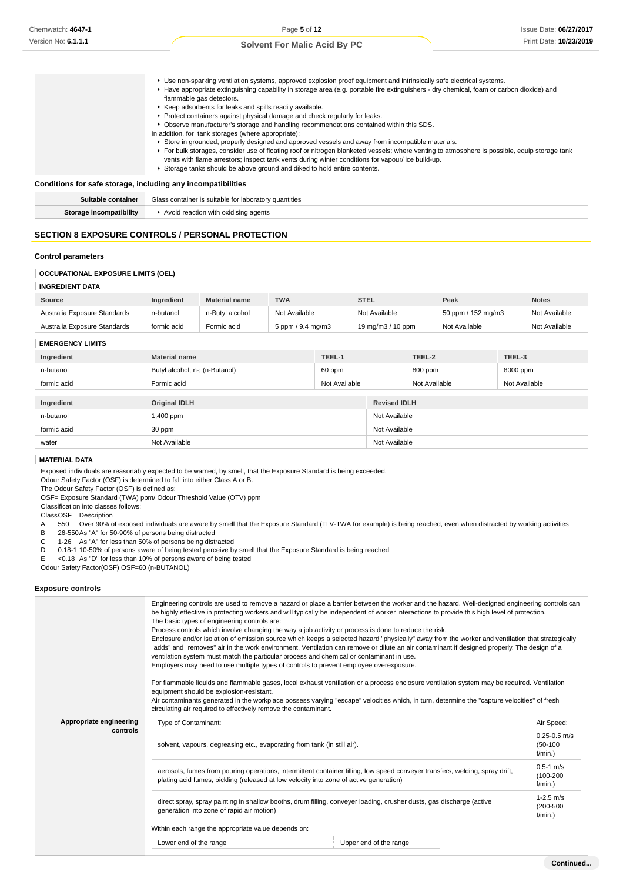| | |
|---|---|
| | ▸ Use non-sparking ventilation systems, approved explosion proof equipment and intrinsically safe electrical systems.<br>▸ Have appropriate extinguishing capability in storage area (e.g. portable fire extinguishers - dry chemical, foam or carbon dioxide) and flammable gas detectors.<br>▸ Keep adsorbents for leaks and spills readily available.<br>▸ Protect containers against physical damage and check regularly for leaks.<br>▸ Observe manufacturer's storage and handling recommendations contained within this SDS.<br>In addition, for tank storages (where appropriate):<br>▸ Store in grounded, properly designed and approved vessels and away from incompatible materials.<br>▸ For bulk storages, consider use of floating roof or nitrogen blanketed vessels; where venting to atmosphere is possible, equip storage tank vents with flame arrestors; inspect tank vents during winter conditions for vapour/ ice build-up.<br>▸ Storage tanks should be above ground and diked to hold entire contents. |

### Conditions for safe storage, including any incompatibilities

| | |
|---|---|
| **Suitable container** | Glass container is suitable for laboratory quantities |
| **Storage incompatibility** | ▸ Avoid reaction with oxidising agents |

## SECTION 8 EXPOSURE CONTROLS / PERSONAL PROTECTION

### Control parameters

#### OCCUPATIONAL EXPOSURE LIMITS (OEL)

#### INGREDIENT DATA

| Source | Ingredient | Material name | TWA | STEL | Peak | Notes |
|---|---|---|---|---|---|---|
| Australia Exposure Standards | n-butanol | n-Butyl alcohol | Not Available | Not Available | 50 ppm / 152 mg/m3 | Not Available |
| Australia Exposure Standards | formic acid | Formic acid | 5 ppm / 9.4 mg/m3 | 19 mg/m3 / 10 ppm | Not Available | Not Available |

#### EMERGENCY LIMITS

| Ingredient | Material name | TEEL-1 | TEEL-2 | TEEL-3 |
|---|---|---|---|---|
| n-butanol | Butyl alcohol, n-; (n-Butanol) | 60 ppm | 800 ppm | 8000 ppm |
| formic acid | Formic acid | Not Available | Not Available | Not Available |

| Ingredient | Original IDLH | Revised IDLH |
|---|---|---|
| n-butanol | 1,400 ppm | Not Available |
| formic acid | 30 ppm | Not Available |
| water | Not Available | Not Available |

#### MATERIAL DATA

Exposed individuals are reasonably expected to be warned, by smell, that the Exposure Standard is being exceeded.
Odour Safety Factor (OSF) is determined to fall into either Class A or B.
The Odour Safety Factor (OSF) is defined as:
OSF= Exposure Standard (TWA) ppm/ Odour Threshold Value (OTV) ppm
Classification into classes follows:

| Class | OSF | Description |
|---|---|---|
| A | 550 | Over 90% of exposed individuals are aware by smell that the Exposure Standard (TLV-TWA for example) is being reached, even when distracted by working activities |
| B | 26-550 | As "A" for 50-90% of persons being distracted |
| C | 1-26 | As "A" for less than 50% of persons being distracted |
| D | 0.18-1 | 10-50% of persons aware of being tested perceive by smell that the Exposure Standard is being reached |
| E | <0.18 | As "D" for less than 10% of persons aware of being tested |

Odour Safety Factor(OSF) OSF=60 (n-BUTANOL)

### Exposure controls

**Appropriate engineering controls**

Engineering controls are used to remove a hazard or place a barrier between the worker and the hazard. Well-designed engineering controls can be highly effective in protecting workers and will typically be independent of worker interactions to provide this high level of protection.
The basic types of engineering controls are:
Process controls which involve changing the way a job activity or process is done to reduce the risk.
Enclosure and/or isolation of emission source which keeps a selected hazard "physically" away from the worker and ventilation that strategically "adds" and "removes" air in the work environment. Ventilation can remove or dilute an air contaminant if designed properly. The design of a ventilation system must match the particular process and chemical or contaminant in use.
Employers may need to use multiple types of controls to prevent employee overexposure.

For flammable liquids and flammable gases, local exhaust ventilation or a process enclosure ventilation system may be required. Ventilation equipment should be explosion-resistant.
Air contaminants generated in the workplace possess varying "escape" velocities which, in turn, determine the "capture velocities" of fresh circulating air required to effectively remove the contaminant.

| Type of Contaminant: | Air Speed: |
|---|---|
| solvent, vapours, degreasing etc., evaporating from tank (in still air). | 0.25-0.5 m/s (50-100 f/min.) |
| aerosols, fumes from pouring operations, intermittent container filling, low speed conveyer transfers, welding, spray drift, plating acid fumes, pickling (released at low velocity into zone of active generation) | 0.5-1 m/s (100-200 f/min.) |
| direct spray, spray painting in shallow booths, drum filling, conveyer loading, crusher dusts, gas discharge (active generation into zone of rapid air motion) | 1-2.5 m/s (200-500 f/min.) |

Within each range the appropriate value depends on:

| Lower end of the range | Upper end of the range |
|---|---|

Continued...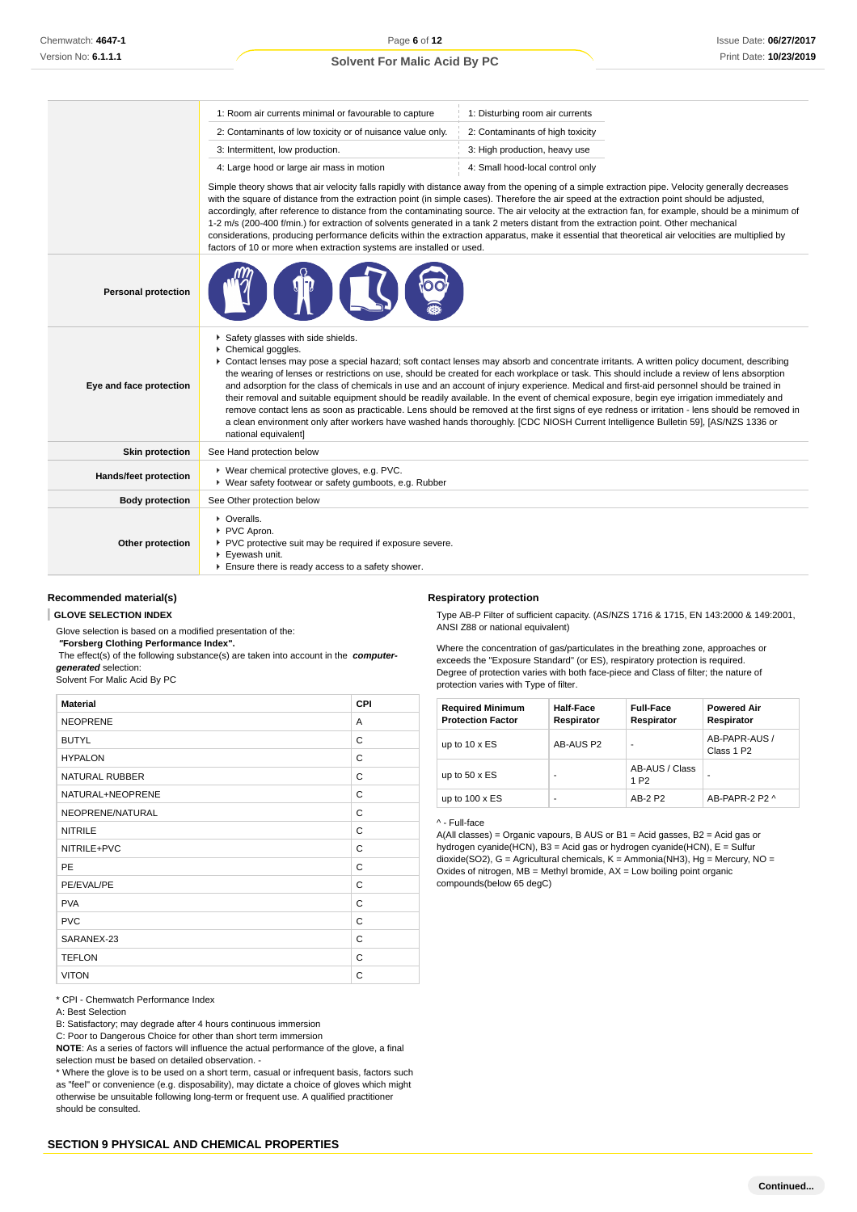| | | |
|---|---|---|
| | 1: Room air currents minimal or favourable to capture | 1: Disturbing room air currents |
| | 2: Contaminants of low toxicity or of nuisance value only. | 2: Contaminants of high toxicity |
| | 3: Intermittent, low production. | 3: High production, heavy use |
| | 4: Large hood or large air mass in motion | 4: Small hood-local control only |
| | Simple theory shows that air velocity falls rapidly with distance away from the opening of a simple extraction pipe. Velocity generally decreases with the square of distance from the extraction point (in simple cases). Therefore the air speed at the extraction point should be adjusted, accordingly, after reference to distance from the contaminating source. The air velocity at the extraction fan, for example, should be a minimum of 1-2 m/s (200-400 f/min.) for extraction of solvents generated in a tank 2 meters distant from the extraction point. Other mechanical considerations, producing performance deficits within the extraction apparatus, make it essential that theoretical air velocities are multiplied by factors of 10 or more when extraction systems are installed or used. | |
| **Personal protection** | | |
| **Eye and face protection** | ▸ Safety glasses with side shields.<br>▸ Chemical goggles.<br>▸ Contact lenses may pose a special hazard; soft contact lenses may absorb and concentrate irritants. A written policy document, describing the wearing of lenses or restrictions on use, should be created for each workplace or task. This should include a review of lens absorption and adsorption for the class of chemicals in use and an account of injury experience. Medical and first-aid personnel should be trained in their removal and suitable equipment should be readily available. In the event of chemical exposure, begin eye irrigation immediately and remove contact lens as soon as practicable. Lens should be removed at the first signs of eye redness or irritation - lens should be removed in a clean environment only after workers have washed hands thoroughly. [CDC NIOSH Current Intelligence Bulletin 59], [AS/NZS 1336 or national equivalent] | |
| **Skin protection** | See Hand protection below | |
| **Hands/feet protection** | ▸ Wear chemical protective gloves, e.g. PVC.<br>▸ Wear safety footwear or safety gumboots, e.g. Rubber | |
| **Body protection** | See Other protection below | |
| **Other protection** | ▸ Overalls.<br>▸ PVC Apron.<br>▸ PVC protective suit may be required if exposure severe.<br>▸ Eyewash unit.<br>▸ Ensure there is ready access to a safety shower. | |

### Recommended material(s)

**GLOVE SELECTION INDEX**

Glove selection is based on a modified presentation of the:
***"Forsberg Clothing Performance Index".***
The effect(s) of the following substance(s) are taken into account in the ***computer-generated*** selection:
Solvent For Malic Acid By PC

| Material | CPI |
|---|---|
| NEOPRENE | A |
| BUTYL | C |
| HYPALON | C |
| NATURAL RUBBER | C |
| NATURAL+NEOPRENE | C |
| NEOPRENE/NATURAL | C |
| NITRILE | C |
| NITRILE+PVC | C |
| PE | C |
| PE/EVAL/PE | C |
| PVA | C |
| PVC | C |
| SARANEX-23 | C |
| TEFLON | C |
| VITON | C |

* CPI - Chemwatch Performance Index
A: Best Selection
B: Satisfactory; may degrade after 4 hours continuous immersion
C: Poor to Dangerous Choice for other than short term immersion
**NOTE**: As a series of factors will influence the actual performance of the glove, a final selection must be based on detailed observation. -
* Where the glove is to be used on a short term, casual or infrequent basis, factors such as "feel" or convenience (e.g. disposability), may dictate a choice of gloves which might otherwise be unsuitable following long-term or frequent use. A qualified practitioner should be consulted.

### Respiratory protection

Type AB-P Filter of sufficient capacity. (AS/NZS 1716 & 1715, EN 143:2000 & 149:2001, ANSI Z88 or national equivalent)

Where the concentration of gas/particulates in the breathing zone, approaches or exceeds the "Exposure Standard" (or ES), respiratory protection is required.
Degree of protection varies with both face-piece and Class of filter; the nature of protection varies with Type of filter.

| Required Minimum Protection Factor | Half-Face Respirator | Full-Face Respirator | Powered Air Respirator |
|---|---|---|---|
| up to 10 x ES | AB-AUS P2 | - | AB-PAPR-AUS / Class 1 P2 |
| up to 50 x ES | - | AB-AUS / Class 1 P2 | - |
| up to 100 x ES | - | AB-2 P2 | AB-PAPR-2 P2 ^ |

^ - Full-face
A(All classes) = Organic vapours, B AUS or B1 = Acid gasses, B2 = Acid gas or hydrogen cyanide(HCN), B3 = Acid gas or hydrogen cyanide(HCN), E = Sulfur dioxide(SO2), G = Agricultural chemicals, K = Ammonia(NH3), Hg = Mercury, NO = Oxides of nitrogen, MB = Methyl bromide, AX = Low boiling point organic compounds(below 65 degC)

## SECTION 9 PHYSICAL AND CHEMICAL PROPERTIES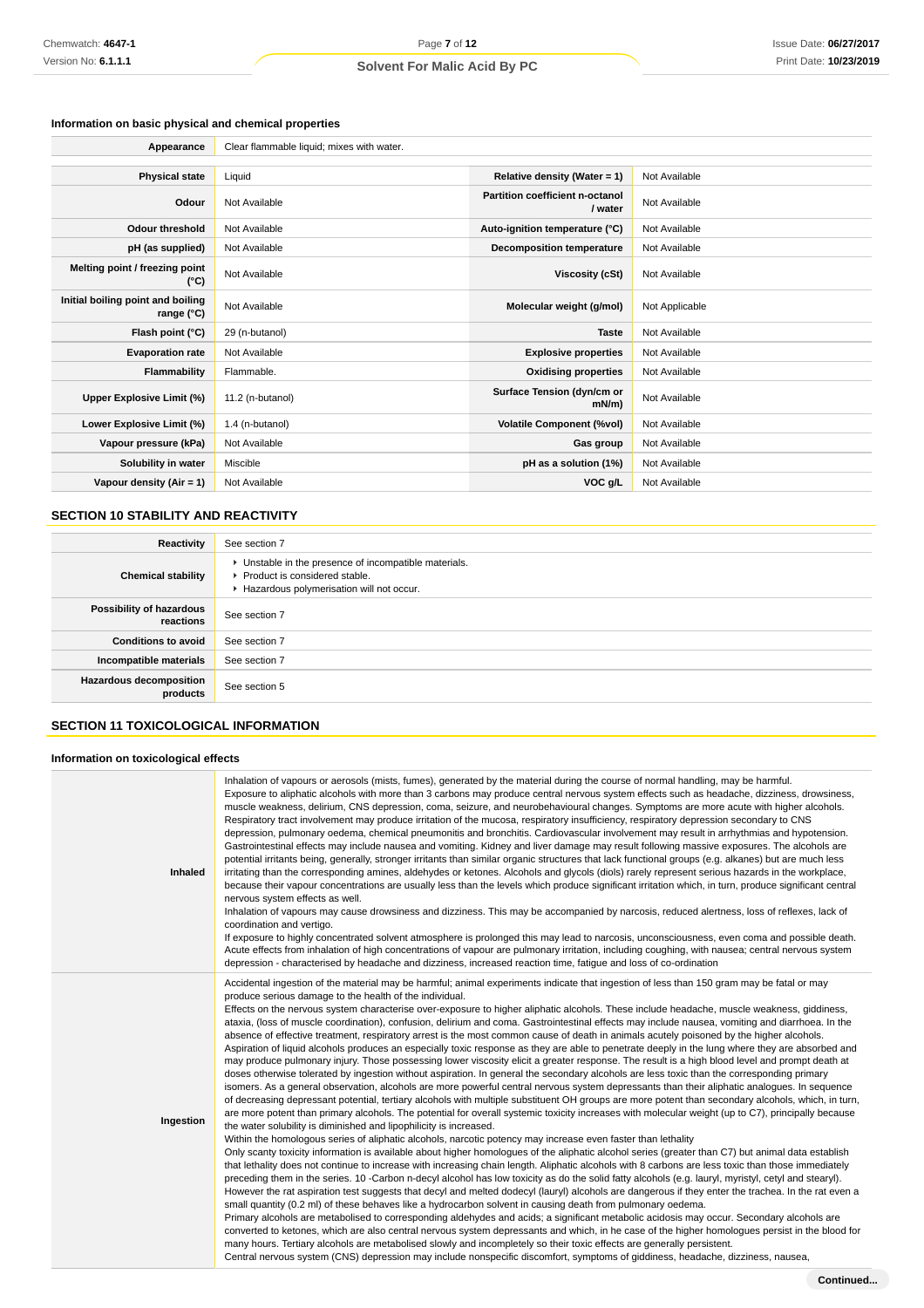### Information on basic physical and chemical properties

| Appearance | Clear flammable liquid; mixes with water. | | |
|---|---|---|---|
| **Physical state** | Liquid | **Relative density (Water = 1)** | Not Available |
| **Odour** | Not Available | **Partition coefficient n-octanol / water** | Not Available |
| **Odour threshold** | Not Available | **Auto-ignition temperature (°C)** | Not Available |
| **pH (as supplied)** | Not Available | **Decomposition temperature** | Not Available |
| **Melting point / freezing point (°C)** | Not Available | **Viscosity (cSt)** | Not Available |
| **Initial boiling point and boiling range (°C)** | Not Available | **Molecular weight (g/mol)** | Not Applicable |
| **Flash point (°C)** | 29 (n-butanol) | **Taste** | Not Available |
| **Evaporation rate** | Not Available | **Explosive properties** | Not Available |
| **Flammability** | Flammable. | **Oxidising properties** | Not Available |
| **Upper Explosive Limit (%)** | 11.2 (n-butanol) | **Surface Tension (dyn/cm or mN/m)** | Not Available |
| **Lower Explosive Limit (%)** | 1.4 (n-butanol) | **Volatile Component (%vol)** | Not Available |
| **Vapour pressure (kPa)** | Not Available | **Gas group** | Not Available |
| **Solubility in water** | Miscible | **pH as a solution (1%)** | Not Available |
| **Vapour density (Air = 1)** | Not Available | **VOC g/L** | Not Available |

## SECTION 10 STABILITY AND REACTIVITY

| Reactivity | See section 7 |
|---|---|
| **Chemical stability** | ▸ Unstable in the presence of incompatible materials.<br>▸ Product is considered stable.<br>▸ Hazardous polymerisation will not occur. |
| **Possibility of hazardous reactions** | See section 7 |
| **Conditions to avoid** | See section 7 |
| **Incompatible materials** | See section 7 |
| **Hazardous decomposition products** | See section 5 |

## SECTION 11 TOXICOLOGICAL INFORMATION

### Information on toxicological effects

| Inhaled | Inhalation of vapours or aerosols (mists, fumes), generated by the material during the course of normal handling, may be harmful.<br>Exposure to aliphatic alcohols with more than 3 carbons may produce central nervous system effects such as headache, dizziness, drowsiness, muscle weakness, delirium, CNS depression, coma, seizure, and neurobehavioural changes. Symptoms are more acute with higher alcohols. Respiratory tract involvement may produce irritation of the mucosa, respiratory insufficiency, respiratory depression secondary to CNS depression, pulmonary oedema, chemical pneumonitis and bronchitis. Cardiovascular involvement may result in arrhythmias and hypotension. Gastrointestinal effects may include nausea and vomiting. Kidney and liver damage may result following massive exposures. The alcohols are potential irritants being, generally, stronger irritants than similar organic structures that lack functional groups (e.g. alkanes) but are much less irritating than the corresponding amines, aldehydes or ketones. Alcohols and glycols (diols) rarely represent serious hazards in the workplace, because their vapour concentrations are usually less than the levels which produce significant irritation which, in turn, produce significant central nervous system effects as well.<br>Inhalation of vapours may cause drowsiness and dizziness. This may be accompanied by narcosis, reduced alertness, loss of reflexes, lack of coordination and vertigo.<br>If exposure to highly concentrated solvent atmosphere is prolonged this may lead to narcosis, unconsciousness, even coma and possible death.<br>Acute effects from inhalation of high concentrations of vapour are pulmonary irritation, including coughing, with nausea; central nervous system depression - characterised by headache and dizziness, increased reaction time, fatigue and loss of co-ordination |
|---|---|
| **Ingestion** | Accidental ingestion of the material may be harmful; animal experiments indicate that ingestion of less than 150 gram may be fatal or may produce serious damage to the health of the individual.<br>Effects on the nervous system characterise over-exposure to higher aliphatic alcohols. These include headache, muscle weakness, giddiness, ataxia, (loss of muscle coordination), confusion, delirium and coma. Gastrointestinal effects may include nausea, vomiting and diarrhoea. In the absence of effective treatment, respiratory arrest is the most common cause of death in animals acutely poisoned by the higher alcohols.<br>Aspiration of liquid alcohols produces an especially toxic response as they are able to penetrate deeply in the lung where they are absorbed and may produce pulmonary injury. Those possessing lower viscosity elicit a greater response. The result is a high blood level and prompt death at doses otherwise tolerated by ingestion without aspiration. In general the secondary alcohols are less toxic than the corresponding primary isomers. As a general observation, alcohols are more powerful central nervous system depressants than their aliphatic analogues. In sequence of decreasing depressant potential, tertiary alcohols with multiple substituent OH groups are more potent than secondary alcohols, which, in turn, are more potent than primary alcohols. The potential for overall systemic toxicity increases with molecular weight (up to C7), principally because the water solubility is diminished and lipophilicity is increased.<br>Within the homologous series of aliphatic alcohols, narcotic potency may increase even faster than lethality<br>Only scanty toxicity information is available about higher homologues of the aliphatic alcohol series (greater than C7) but animal data establish that lethality does not continue to increase with increasing chain length. Aliphatic alcohols with 8 carbons are less toxic than those immediately preceding them in the series. 10 -Carbon n-decyl alcohol has low toxicity as do the solid fatty alcohols (e.g. lauryl, myristyl, cetyl and stearyl). However the rat aspiration test suggests that decyl and melted dodecyl (lauryl) alcohols are dangerous if they enter the trachea. In the rat even a small quantity (0.2 ml) of these behaves like a hydrocarbon solvent in causing death from pulmonary oedema.<br>Primary alcohols are metabolised to corresponding aldehydes and acids; a significant metabolic acidosis may occur. Secondary alcohols are converted to ketones, which are also central nervous system depressants and which, in he case of the higher homologues persist in the blood for many hours. Tertiary alcohols are metabolised slowly and incompletely so their toxic effects are generally persistent.<br>Central nervous system (CNS) depression may include nonspecific discomfort, symptoms of giddiness, headache, dizziness, nausea, |

**Continued...**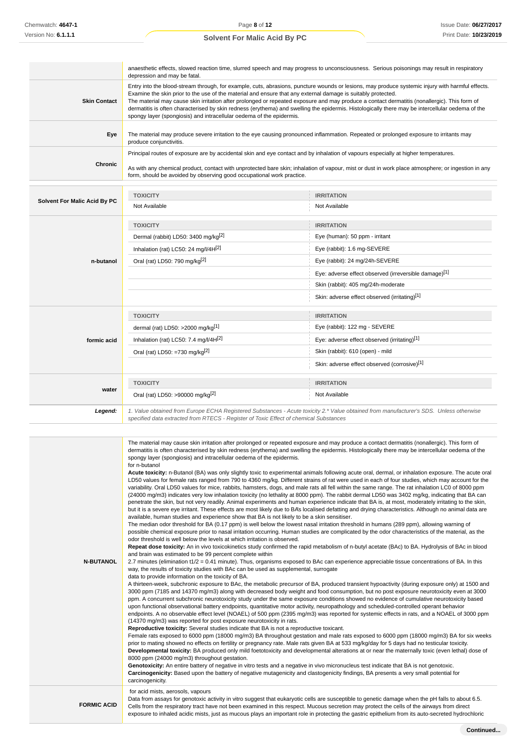| | |
|---|---|
| | anaesthetic effects, slowed reaction time, slurred speech and may progress to unconsciousness. Serious poisonings may result in respiratory depression and may be fatal. |
| **Skin Contact** | Entry into the blood-stream through, for example, cuts, abrasions, puncture wounds or lesions, may produce systemic injury with harmful effects. Examine the skin prior to the use of the material and ensure that any external damage is suitably protected. The material may cause skin irritation after prolonged or repeated exposure and may produce a contact dermatitis (nonallergic). This form of dermatitis is often characterised by skin redness (erythema) and swelling the epidermis. Histologically there may be intercellular oedema of the spongy layer (spongiosis) and intracellular oedema of the epidermis. |
| **Eye** | The material may produce severe irritation to the eye causing pronounced inflammation. Repeated or prolonged exposure to irritants may produce conjunctivitis. |
| **Chronic** | Principal routes of exposure are by accidental skin and eye contact and by inhalation of vapours especially at higher temperatures.<br><br>As with any chemical product, contact with unprotected bare skin; inhalation of vapour, mist or dust in work place atmosphere; or ingestion in any form, should be avoided by observing good occupational work practice. |

| | TOXICITY | IRRITATION |
|---|---|---|
| **Solvent For Malic Acid By PC** | Not Available | Not Available |
| | **TOXICITY** | **IRRITATION** |
| **n-butanol** | Dermal (rabbit) LD50: 3400 mg/kg[2] | Eye (human): 50 ppm - irritant |
| | Inhalation (rat) LC50: 24 mg/l/4H[2] | Eye (rabbit): 1.6 mg-SEVERE |
| | Oral (rat) LD50: 790 mg/kg[2] | Eye (rabbit): 24 mg/24h-SEVERE |
| | | Eye: adverse effect observed (irreversible damage)[1] |
| | | Skin (rabbit): 405 mg/24h-moderate |
| | | Skin: adverse effect observed (irritating)[1] |
| | **TOXICITY** | **IRRITATION** |
| **formic acid** | dermal (rat) LD50: >2000 mg/kg[1] | Eye (rabbit): 122 mg - SEVERE |
| | Inhalation (rat) LC50: 7.4 mg/l/4H[2] | Eye: adverse effect observed (irritating)[1] |
| | Oral (rat) LD50: =730 mg/kg[2] | Skin (rabbit): 610 (open) - mild |
| | | Skin: adverse effect observed (corrosive)[1] |
| | **TOXICITY** | **IRRITATION** |
| **water** | Oral (rat) LD50: >90000 mg/kg[2] | Not Available |
| ***Legend:*** | *1. Value obtained from Europe ECHA Registered Substances - Acute toxicity 2.\* Value obtained from manufacturer's SDS. Unless otherwise specified data extracted from RTECS - Register of Toxic Effect of chemical Substances* | |

| | |
|---|---|
| **N-BUTANOL** | The material may cause skin irritation after prolonged or repeated exposure and may produce a contact dermatitis (nonallergic). This form of dermatitis is often characterised by skin redness (erythema) and swelling the epidermis. Histologically there may be intercellular oedema of the spongy layer (spongiosis) and intracellular oedema of the epidermis.<br>for n-butanol<br>**Acute toxicity:** n-Butanol (BA) was only slightly toxic to experimental animals following acute oral, dermal, or inhalation exposure. The acute oral LD50 values for female rats ranged from 790 to 4360 mg/kg. Different strains of rat were used in each of four studies, which may account for the variability. Oral LD50 values for mice, rabbits, hamsters, dogs, and male rats all fell within the same range. The rat inhalation LC0 of 8000 ppm (24000 mg/m3) indicates very low inhalation toxicity (no lethality at 8000 ppm). The rabbit dermal LD50 was 3402 mg/kg, indicating that BA can penetrate the skin, but not very readily. Animal experiments and human experience indicate that BA is, at most, moderately irritating to the skin, but it is a severe eye irritant. These effects are most likely due to BA's localised defatting and drying characteristics. Although no animal data are available, human studies and experience show that BA is not likely to be a skin sensitiser.<br>The median odor threshold for BA (0.17 ppm) is well below the lowest nasal irritation threshold in humans (289 ppm), allowing warning of possible chemical exposure prior to nasal irritation occurring. Human studies are complicated by the odor characteristics of the material, as the odor threshold is well below the levels at which irritation is observed.<br>**Repeat dose toxicity:** An in vivo toxicokinetics study confirmed the rapid metabolism of n-butyl acetate (BAc) to BA. Hydrolysis of BAc in blood and brain was estimated to be 99 percent complete within<br>2.7 minutes (elimination t1/2 = 0.41 minute). Thus, organisms exposed to BAc can experience appreciable tissue concentrations of BA. In this way, the results of toxicity studies with BAc can be used as supplemental, surrogate<br>data to provide information on the toxicity of BA.<br>A thirteen-week, subchronic exposure to BAc, the metabolic precursor of BA, produced transient hypoactivity (during exposure only) at 1500 and 3000 ppm (7185 and 14370 mg/m3) along with decreased body weight and food consumption, but no post exposure neurotoxicity even at 3000 ppm. A concurrent subchronic neurotoxicity study under the same exposure conditions showed no evidence of cumulative neurotoxicity based upon functional observational battery endpoints, quantitative motor activity, neuropathology and scheduled-controlled operant behavior endpoints. A no observable effect level (NOAEL) of 500 ppm (2395 mg/m3) was reported for systemic effects in rats, and a NOAEL of 3000 ppm (14370 mg/m3) was reported for post exposure neurotoxicity in rats.<br>**Reproductive toxicity:** Several studies indicate that BA is not a reproductive toxicant.<br>Female rats exposed to 6000 ppm (18000 mg/m3) BA throughout gestation and male rats exposed to 6000 ppm (18000 mg/m3) BA for six weeks prior to mating showed no effects on fertility or pregnancy rate. Male rats given BA at 533 mg/kg/day for 5 days had no testicular toxicity.<br>**Developmental toxicity:** BA produced only mild foetotoxicity and developmental alterations at or near the maternally toxic (even lethal) dose of 8000 ppm (24000 mg/m3) throughout gestation.<br>**Genotoxicity:** An entire battery of negative in vitro tests and a negative in vivo micronucleus test indicate that BA is not genotoxic.<br>**Carcinogenicity:** Based upon the battery of negative mutagenicity and clastogenicity findings, BA presents a very small potential for carcinogenicity. |
| **FORMIC ACID** | for acid mists, aerosols, vapours<br>Data from assays for genotoxic activity in vitro suggest that eukaryotic cells are susceptible to genetic damage when the pH falls to about 6.5. Cells from the respiratory tract have not been examined in this respect. Mucous secretion may protect the cells of the airways from direct exposure to inhaled acidic mists, just as mucous plays an important role in protecting the gastric epithelium from its auto-secreted hydrochloric |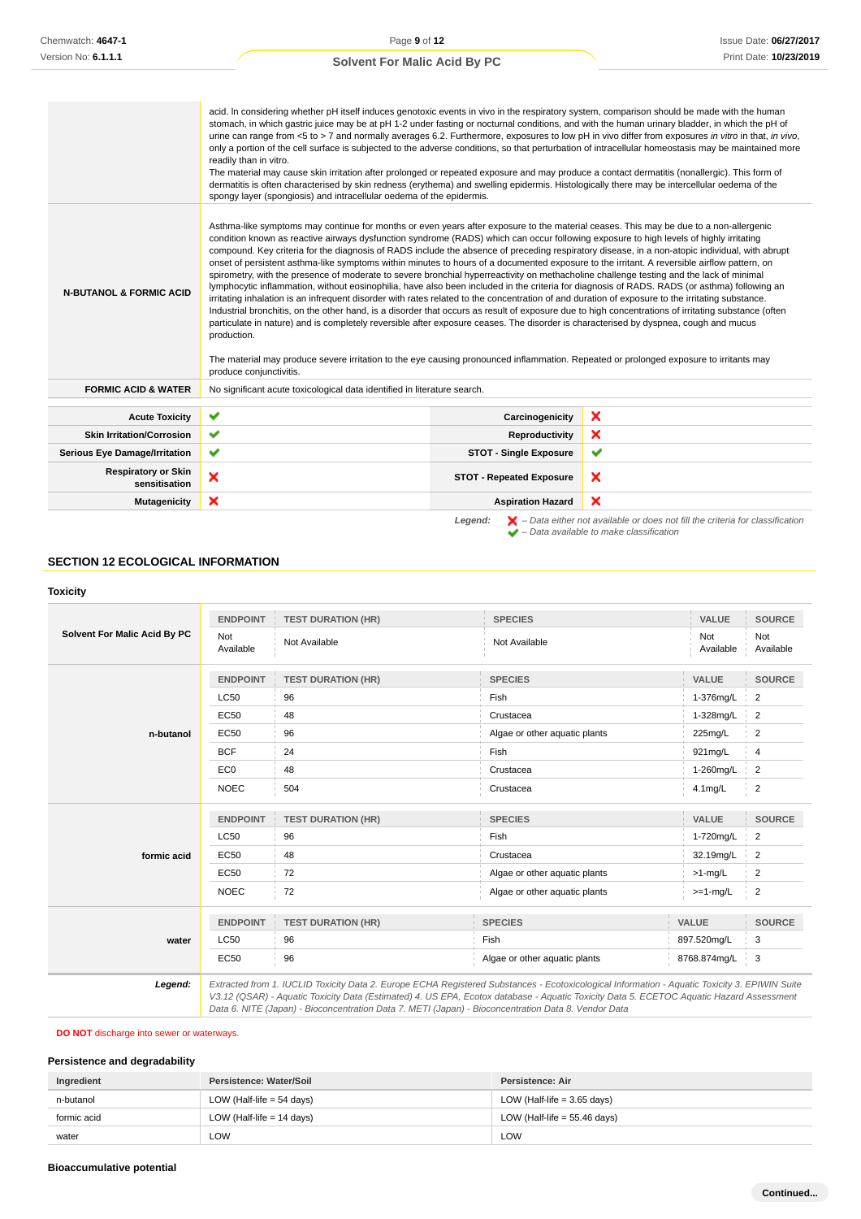| | |
|---|---|
| | acid. In considering whether pH itself induces genotoxic events in vivo in the respiratory system, comparison should be made with the human stomach, in which gastric juice may be at pH 1-2 under fasting or nocturnal conditions, and with the human urinary bladder, in which the pH of urine can range from <5 to > 7 and normally averages 6.2. Furthermore, exposures to low pH in vivo differ from exposures *in vitro* in that, *in vivo*, only a portion of the cell surface is subjected to the adverse conditions, so that perturbation of intracellular homeostasis may be maintained more readily than in vitro.<br>The material may cause skin irritation after prolonged or repeated exposure and may produce a contact dermatitis (nonallergic). This form of dermatitis is often characterised by skin redness (erythema) and swelling epidermis. Histologically there may be intercellular oedema of the spongy layer (spongiosis) and intracellular oedema of the epidermis. |
| **N-BUTANOL & FORMIC ACID** | Asthma-like symptoms may continue for months or even years after exposure to the material ceases. This may be due to a non-allergenic condition known as reactive airways dysfunction syndrome (RADS) which can occur following exposure to high levels of highly irritating compound. Key criteria for the diagnosis of RADS include the absence of preceding respiratory disease, in a non-atopic individual, with abrupt onset of persistent asthma-like symptoms within minutes to hours of a documented exposure to the irritant. A reversible airflow pattern, on spirometry, with the presence of moderate to severe bronchial hyperreactivity on methacholine challenge testing and the lack of minimal lymphocytic inflammation, without eosinophilia, have also been included in the criteria for diagnosis of RADS. RADS (or asthma) following an irritating inhalation is an infrequent disorder with rates related to the concentration of and duration of exposure to the irritating substance. Industrial bronchitis, on the other hand, is a disorder that occurs as result of exposure due to high concentrations of irritating substance (often particulate in nature) and is completely reversible after exposure ceases. The disorder is characterised by dyspnea, cough and mucus production.<br><br>The material may produce severe irritation to the eye causing pronounced inflammation. Repeated or prolonged exposure to irritants may produce conjunctivitis. |
| **FORMIC ACID & WATER** | No significant acute toxicological data identified in literature search. |

| | | | |
|---|---|---|---|
| **Acute Toxicity** | ✔ | **Carcinogenicity** | ✘ |
| **Skin Irritation/Corrosion** | ✔ | **Reproductivity** | ✘ |
| **Serious Eye Damage/Irritation** | ✔ | **STOT - Single Exposure** | ✔ |
| **Respiratory or Skin sensitisation** | ✘ | **STOT - Repeated Exposure** | ✘ |
| **Mutagenicity** | ✘ | **Aspiration Hazard** | ✘ |

***Legend:*** ✘ *– Data either not available or does not fill the criteria for classification*
✔ *– Data available to make classification*

## SECTION 12 ECOLOGICAL INFORMATION

### Toxicity

| | ENDPOINT | TEST DURATION (HR) | SPECIES | VALUE | SOURCE |
|---|---|---|---|---|---|
| **Solvent For Malic Acid By PC** | Not Available | Not Available | Not Available | Not Available | Not Available |
| **n-butanol** | **ENDPOINT** | **TEST DURATION (HR)** | **SPECIES** | **VALUE** | **SOURCE** |
| | LC50 | 96 | Fish | 1-376mg/L | 2 |
| | EC50 | 48 | Crustacea | 1-328mg/L | 2 |
| | EC50 | 96 | Algae or other aquatic plants | 225mg/L | 2 |
| | BCF | 24 | Fish | 921mg/L | 4 |
| | EC0 | 48 | Crustacea | 1-260mg/L | 2 |
| | NOEC | 504 | Crustacea | 4.1mg/L | 2 |
| **formic acid** | **ENDPOINT** | **TEST DURATION (HR)** | **SPECIES** | **VALUE** | **SOURCE** |
| | LC50 | 96 | Fish | 1-720mg/L | 2 |
| | EC50 | 48 | Crustacea | 32.19mg/L | 2 |
| | EC50 | 72 | Algae or other aquatic plants | >1-mg/L | 2 |
| | NOEC | 72 | Algae or other aquatic plants | >=1-mg/L | 2 |
| **water** | **ENDPOINT** | **TEST DURATION (HR)** | **SPECIES** | **VALUE** | **SOURCE** |
| | LC50 | 96 | Fish | 897.520mg/L | 3 |
| | EC50 | 96 | Algae or other aquatic plants | 8768.874mg/L | 3 |
| ***Legend:*** | *Extracted from 1. IUCLID Toxicity Data 2. Europe ECHA Registered Substances - Ecotoxicological Information - Aquatic Toxicity 3. EPIWIN Suite V3.12 (QSAR) - Aquatic Toxicity Data (Estimated) 4. US EPA, Ecotox database - Aquatic Toxicity Data 5. ECETOC Aquatic Hazard Assessment Data 6. NITE (Japan) - Bioconcentration Data 7. METI (Japan) - Bioconcentration Data 8. Vendor Data* | | | | |

**DO NOT** discharge into sewer or waterways.

### Persistence and degradability

| Ingredient | Persistence: Water/Soil | Persistence: Air |
|---|---|---|
| n-butanol | LOW (Half-life = 54 days) | LOW (Half-life = 3.65 days) |
| formic acid | LOW (Half-life = 14 days) | LOW (Half-life = 55.46 days) |
| water | LOW | LOW |

### Bioaccumulative potential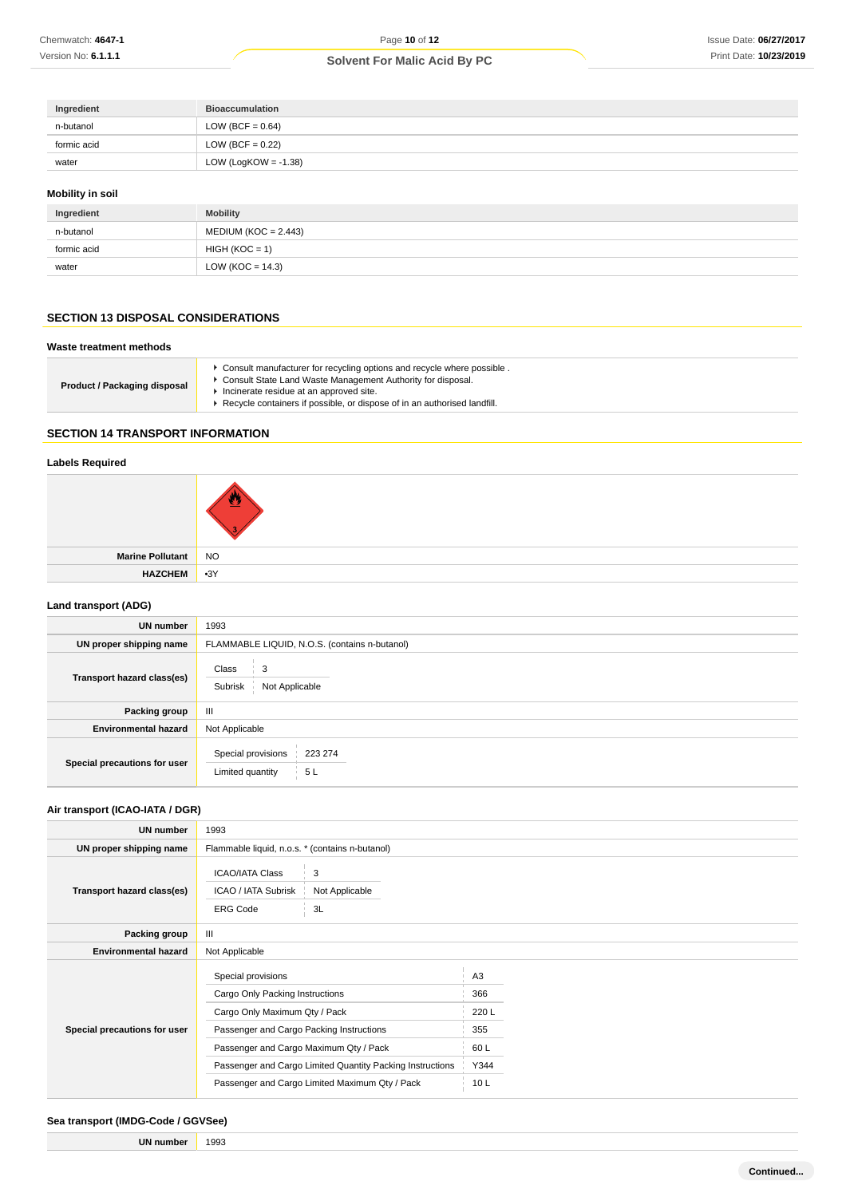| Ingredient | Bioaccumulation |
| --- | --- |
| n-butanol | LOW (BCF = 0.64) |
| formic acid | LOW (BCF = 0.22) |
| water | LOW (LogKOW = -1.38) |

### Mobility in soil

| Ingredient | Mobility |
| --- | --- |
| n-butanol | MEDIUM (KOC = 2.443) |
| formic acid | HIGH (KOC = 1) |
| water | LOW (KOC = 14.3) |

## SECTION 13 DISPOSAL CONSIDERATIONS

### Waste treatment methods

| | |
| --- | --- |
| **Product / Packaging disposal** | ▸ Consult manufacturer for recycling options and recycle where possible . ▸ Consult State Land Waste Management Authority for disposal. ▸ Incinerate residue at an approved site. ▸ Recycle containers if possible, or dispose of in an authorised landfill. |

## SECTION 14 TRANSPORT INFORMATION

### Labels Required

| | |
| --- | --- |
| | |
| **Marine Pollutant** | NO |
| **HAZCHEM** | •3Y |

### Land transport (ADG)

| | |
| --- | --- |
| **UN number** | 1993 |
| **UN proper shipping name** | FLAMMABLE LIQUID, N.O.S. (contains n-butanol) |
| **Transport hazard class(es)** | Class: 3<br>Subrisk: Not Applicable |
| **Packing group** | III |
| **Environmental hazard** | Not Applicable |
| **Special precautions for user** | Special provisions: 223 274<br>Limited quantity: 5 L |

### Air transport (ICAO-IATA / DGR)

| | |
| --- | --- |
| **UN number** | 1993 |
| **UN proper shipping name** | Flammable liquid, n.o.s. * (contains n-butanol) |
| **Transport hazard class(es)** | ICAO/IATA Class: 3<br>ICAO / IATA Subrisk: Not Applicable<br>ERG Code: 3L |
| **Packing group** | III |
| **Environmental hazard** | Not Applicable |
| **Special precautions for user** | Special provisions: A3<br>Cargo Only Packing Instructions: 366<br>Cargo Only Maximum Qty / Pack: 220 L<br>Passenger and Cargo Packing Instructions: 355<br>Passenger and Cargo Maximum Qty / Pack: 60 L<br>Passenger and Cargo Limited Quantity Packing Instructions: Y344<br>Passenger and Cargo Limited Maximum Qty / Pack: 10 L |

### Sea transport (IMDG-Code / GGVSee)

| | |
| --- | --- |
| **UN number** | 1993 |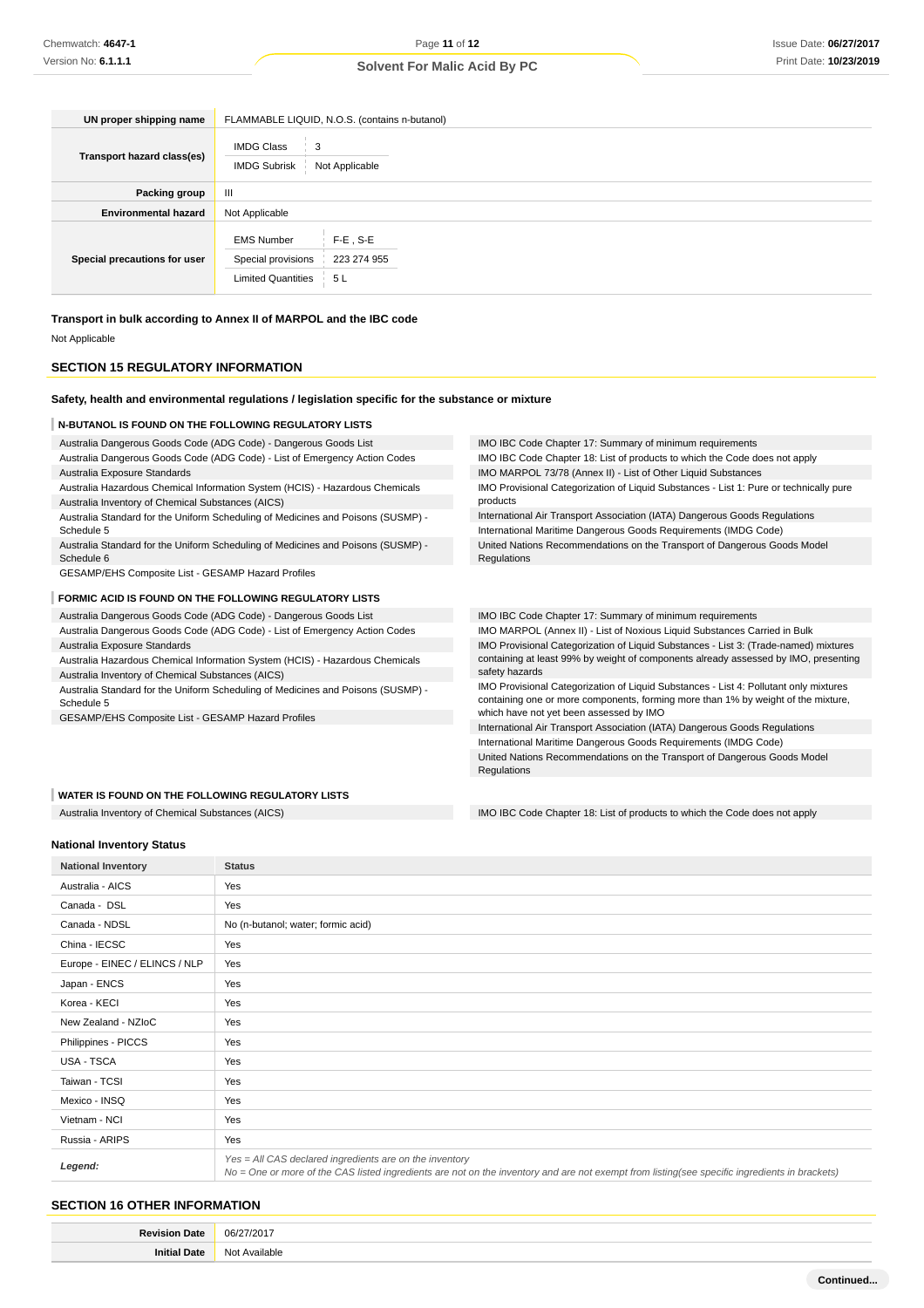| | |
|---|---|
| **UN proper shipping name** | FLAMMABLE LIQUID, N.O.S. (contains n-butanol) |
| **Transport hazard class(es)** | IMDG Class: 3<br>IMDG Subrisk: Not Applicable |
| **Packing group** | III |
| **Environmental hazard** | Not Applicable |
| **Special precautions for user** | EMS Number: F-E , S-E<br>Special provisions: 223 274 955<br>Limited Quantities: 5 L |

**Transport in bulk according to Annex II of MARPOL and the IBC code**

Not Applicable

## SECTION 15 REGULATORY INFORMATION

### Safety, health and environmental regulations / legislation specific for the substance or mixture

**N-BUTANOL IS FOUND ON THE FOLLOWING REGULATORY LISTS**

- Australia Dangerous Goods Code (ADG Code) - Dangerous Goods List
- Australia Dangerous Goods Code (ADG Code) - List of Emergency Action Codes
- Australia Exposure Standards
- Australia Hazardous Chemical Information System (HCIS) - Hazardous Chemicals
- Australia Inventory of Chemical Substances (AICS)
- Australia Standard for the Uniform Scheduling of Medicines and Poisons (SUSMP) - Schedule 5
- Australia Standard for the Uniform Scheduling of Medicines and Poisons (SUSMP) - Schedule 6
- GESAMP/EHS Composite List - GESAMP Hazard Profiles
- IMO IBC Code Chapter 17: Summary of minimum requirements
- IMO IBC Code Chapter 18: List of products to which the Code does not apply
- IMO MARPOL 73/78 (Annex II) - List of Other Liquid Substances
- IMO Provisional Categorization of Liquid Substances - List 1: Pure or technically pure products
- International Air Transport Association (IATA) Dangerous Goods Regulations
- International Maritime Dangerous Goods Requirements (IMDG Code)
- United Nations Recommendations on the Transport of Dangerous Goods Model Regulations

**FORMIC ACID IS FOUND ON THE FOLLOWING REGULATORY LISTS**

- Australia Dangerous Goods Code (ADG Code) - Dangerous Goods List
- Australia Dangerous Goods Code (ADG Code) - List of Emergency Action Codes
- Australia Exposure Standards
- Australia Hazardous Chemical Information System (HCIS) - Hazardous Chemicals
- Australia Inventory of Chemical Substances (AICS)
- Australia Standard for the Uniform Scheduling of Medicines and Poisons (SUSMP) - Schedule 5
- GESAMP/EHS Composite List - GESAMP Hazard Profiles
- IMO IBC Code Chapter 17: Summary of minimum requirements
- IMO MARPOL (Annex II) - List of Noxious Liquid Substances Carried in Bulk
- IMO Provisional Categorization of Liquid Substances - List 3: (Trade-named) mixtures containing at least 99% by weight of components already assessed by IMO, presenting safety hazards
- IMO Provisional Categorization of Liquid Substances - List 4: Pollutant only mixtures containing one or more components, forming more than 1% by weight of the mixture, which have not yet been assessed by IMO
- International Air Transport Association (IATA) Dangerous Goods Regulations
- International Maritime Dangerous Goods Requirements (IMDG Code)
- United Nations Recommendations on the Transport of Dangerous Goods Model Regulations

**WATER IS FOUND ON THE FOLLOWING REGULATORY LISTS**

- Australia Inventory of Chemical Substances (AICS)
- IMO IBC Code Chapter 18: List of products to which the Code does not apply

### National Inventory Status

| National Inventory | Status |
|---|---|
| Australia - AICS | Yes |
| Canada - DSL | Yes |
| Canada - NDSL | No (n-butanol; water; formic acid) |
| China - IECSC | Yes |
| Europe - EINEC / ELINCS / NLP | Yes |
| Japan - ENCS | Yes |
| Korea - KECI | Yes |
| New Zealand - NZIoC | Yes |
| Philippines - PICCS | Yes |
| USA - TSCA | Yes |
| Taiwan - TCSI | Yes |
| Mexico - INSQ | Yes |
| Vietnam - NCI | Yes |
| Russia - ARIPS | Yes |
| ***Legend:*** | *Yes = All CAS declared ingredients are on the inventory*<br>*No = One or more of the CAS listed ingredients are not on the inventory and are not exempt from listing(see specific ingredients in brackets)* |

## SECTION 16 OTHER INFORMATION

| | |
|---|---|
| **Revision Date** | 06/27/2017 |
| **Initial Date** | Not Available |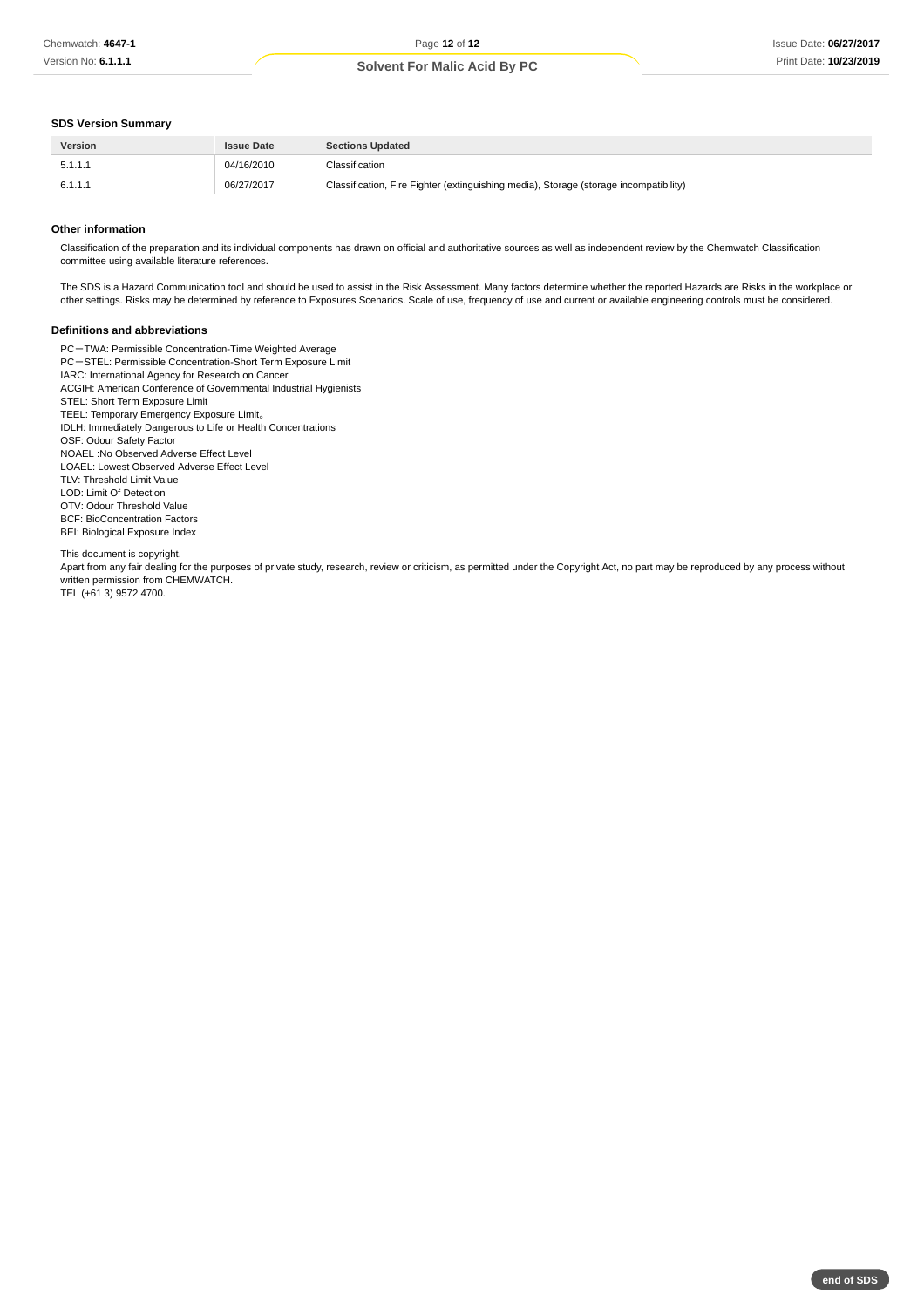### SDS Version Summary

| Version | Issue Date | Sections Updated |
| --- | --- | --- |
| 5.1.1.1 | 04/16/2010 | Classification |
| 6.1.1.1 | 06/27/2017 | Classification, Fire Fighter (extinguishing media), Storage (storage incompatibility) |

### Other information

Classification of the preparation and its individual components has drawn on official and authoritative sources as well as independent review by the Chemwatch Classification committee using available literature references.

The SDS is a Hazard Communication tool and should be used to assist in the Risk Assessment. Many factors determine whether the reported Hazards are Risks in the workplace or other settings. Risks may be determined by reference to Exposures Scenarios. Scale of use, frequency of use and current or available engineering controls must be considered.

### Definitions and abbreviations

PC－TWA: Permissible Concentration-Time Weighted Average
PC－STEL: Permissible Concentration-Short Term Exposure Limit
IARC: International Agency for Research on Cancer
ACGIH: American Conference of Governmental Industrial Hygienists
STEL: Short Term Exposure Limit
TEEL: Temporary Emergency Exposure Limit。
IDLH: Immediately Dangerous to Life or Health Concentrations
OSF: Odour Safety Factor
NOAEL :No Observed Adverse Effect Level
LOAEL: Lowest Observed Adverse Effect Level
TLV: Threshold Limit Value
LOD: Limit Of Detection
OTV: Odour Threshold Value
BCF: BioConcentration Factors
BEI: Biological Exposure Index

This document is copyright.
Apart from any fair dealing for the purposes of private study, research, review or criticism, as permitted under the Copyright Act, no part may be reproduced by any process without written permission from CHEMWATCH.
TEL (+61 3) 9572 4700.

end of SDS